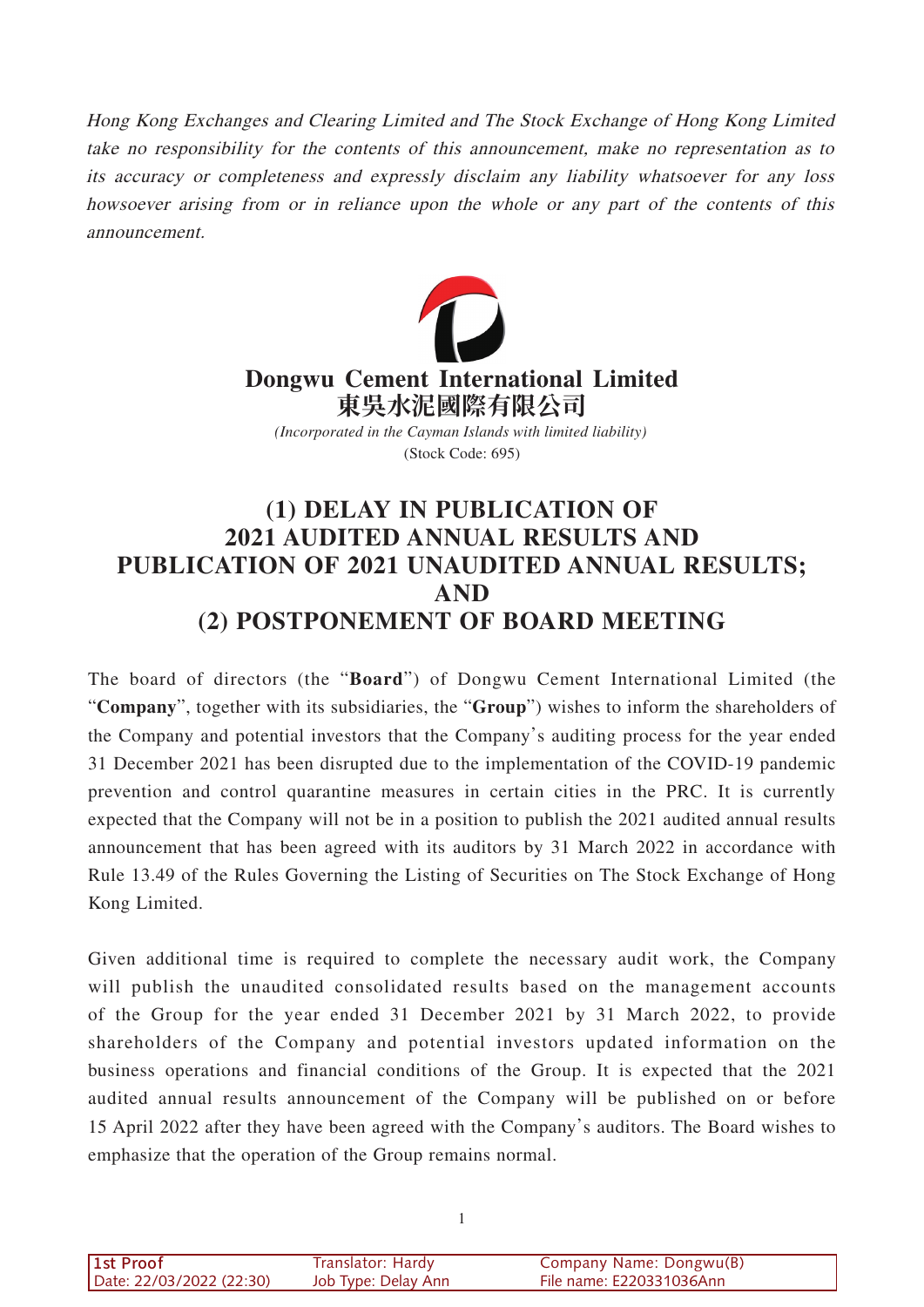*Hong Kong Exchanges and Clearing Limited and The Stock Exchange of Hong Kong Limited take no responsibility for the contents of this announcement, make no representation as to its accuracy or completeness and expressly disclaim any liability whatsoever for any loss howsoever arising from or in reliance upon the whole or any part of the contents of this announcement.*

**Dongwu Cement International Limited**
**東吳水泥國際有限公司**

*(Incorporated in the Cayman Islands with limited liability)*
(Stock Code: 695)

# (1) DELAY IN PUBLICATION OF 2021 AUDITED ANNUAL RESULTS AND PUBLICATION OF 2021 UNAUDITED ANNUAL RESULTS; AND (2) POSTPONEMENT OF BOARD MEETING

The board of directors (the "**Board**") of Dongwu Cement International Limited (the "**Company**", together with its subsidiaries, the "**Group**") wishes to inform the shareholders of the Company and potential investors that the Company's auditing process for the year ended 31 December 2021 has been disrupted due to the implementation of the COVID-19 pandemic prevention and control quarantine measures in certain cities in the PRC. It is currently expected that the Company will not be in a position to publish the 2021 audited annual results announcement that has been agreed with its auditors by 31 March 2022 in accordance with Rule 13.49 of the Rules Governing the Listing of Securities on The Stock Exchange of Hong Kong Limited.

Given additional time is required to complete the necessary audit work, the Company will publish the unaudited consolidated results based on the management accounts of the Group for the year ended 31 December 2021 by 31 March 2022, to provide shareholders of the Company and potential investors updated information on the business operations and financial conditions of the Group. It is expected that the 2021 audited annual results announcement of the Company will be published on or before 15 April 2022 after they have been agreed with the Company's auditors. The Board wishes to emphasize that the operation of the Group remains normal.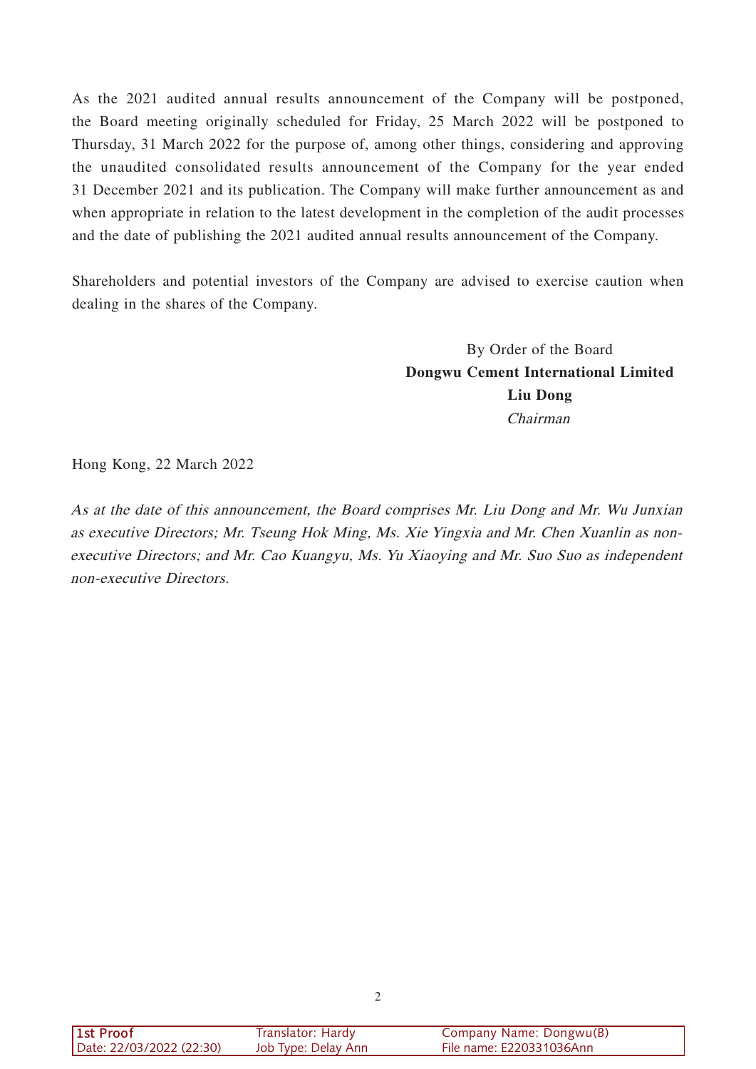As the 2021 audited annual results announcement of the Company will be postponed, the Board meeting originally scheduled for Friday, 25 March 2022 will be postponed to Thursday, 31 March 2022 for the purpose of, among other things, considering and approving the unaudited consolidated results announcement of the Company for the year ended 31 December 2021 and its publication. The Company will make further announcement as and when appropriate in relation to the latest development in the completion of the audit processes and the date of publishing the 2021 audited annual results announcement of the Company.

Shareholders and potential investors of the Company are advised to exercise caution when dealing in the shares of the Company.

By Order of the Board
**Dongwu Cement International Limited**
**Liu Dong**
*Chairman*

Hong Kong, 22 March 2022

*As at the date of this announcement, the Board comprises Mr. Liu Dong and Mr. Wu Junxian as executive Directors; Mr. Tseung Hok Ming, Ms. Xie Yingxia and Mr. Chen Xuanlin as non-executive Directors; and Mr. Cao Kuangyu, Ms. Yu Xiaoying and Mr. Suo Suo as independent non-executive Directors.*